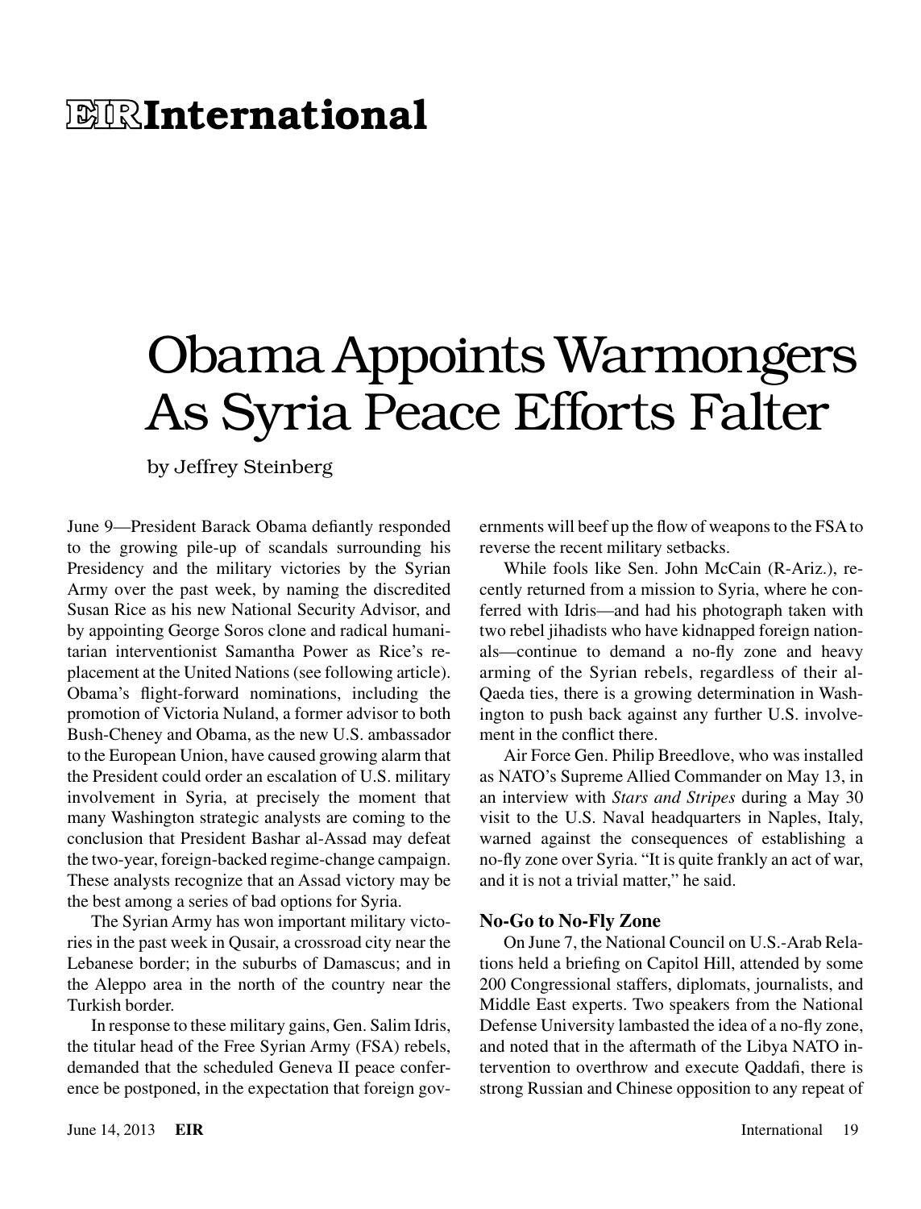# EIR International

# Obama Appoints Warmongers As Syria Peace Efforts Falter

by Jeffrey Steinberg

June 9—President Barack Obama defiantly responded to the growing pile-up of scandals surrounding his Presidency and the military victories by the Syrian Army over the past week, by naming the discredited Susan Rice as his new National Security Advisor, and by appointing George Soros clone and radical humanitarian interventionist Samantha Power as Rice's replacement at the United Nations (see following article). Obama's flight-forward nominations, including the promotion of Victoria Nuland, a former advisor to both Bush-Cheney and Obama, as the new U.S. ambassador to the European Union, have caused growing alarm that the President could order an escalation of U.S. military involvement in Syria, at precisely the moment that many Washington strategic analysts are coming to the conclusion that President Bashar al-Assad may defeat the two-year, foreign-backed regime-change campaign. These analysts recognize that an Assad victory may be the best among a series of bad options for Syria.

The Syrian Army has won important military victories in the past week in Qusair, a crossroad city near the Lebanese border; in the suburbs of Damascus; and in the Aleppo area in the north of the country near the Turkish border.

In response to these military gains, Gen. Salim Idris, the titular head of the Free Syrian Army (FSA) rebels, demanded that the scheduled Geneva II peace conference be postponed, in the expectation that foreign governments will beef up the flow of weapons to the FSA to reverse the recent military setbacks.

While fools like Sen. John McCain (R-Ariz.), recently returned from a mission to Syria, where he conferred with Idris—and had his photograph taken with two rebel jihadists who have kidnapped foreign nationals—continue to demand a no-fly zone and heavy arming of the Syrian rebels, regardless of their al-Qaeda ties, there is a growing determination in Washington to push back against any further U.S. involvement in the conflict there.

Air Force Gen. Philip Breedlove, who was installed as NATO's Supreme Allied Commander on May 13, in an interview with *Stars and Stripes* during a May 30 visit to the U.S. Naval headquarters in Naples, Italy, warned against the consequences of establishing a no-fly zone over Syria. "It is quite frankly an act of war, and it is not a trivial matter," he said.

### No-Go to No-Fly Zone

On June 7, the National Council on U.S.-Arab Relations held a briefing on Capitol Hill, attended by some 200 Congressional staffers, diplomats, journalists, and Middle East experts. Two speakers from the National Defense University lambasted the idea of a no-fly zone, and noted that in the aftermath of the Libya NATO intervention to overthrow and execute Qaddafi, there is strong Russian and Chinese opposition to any repeat of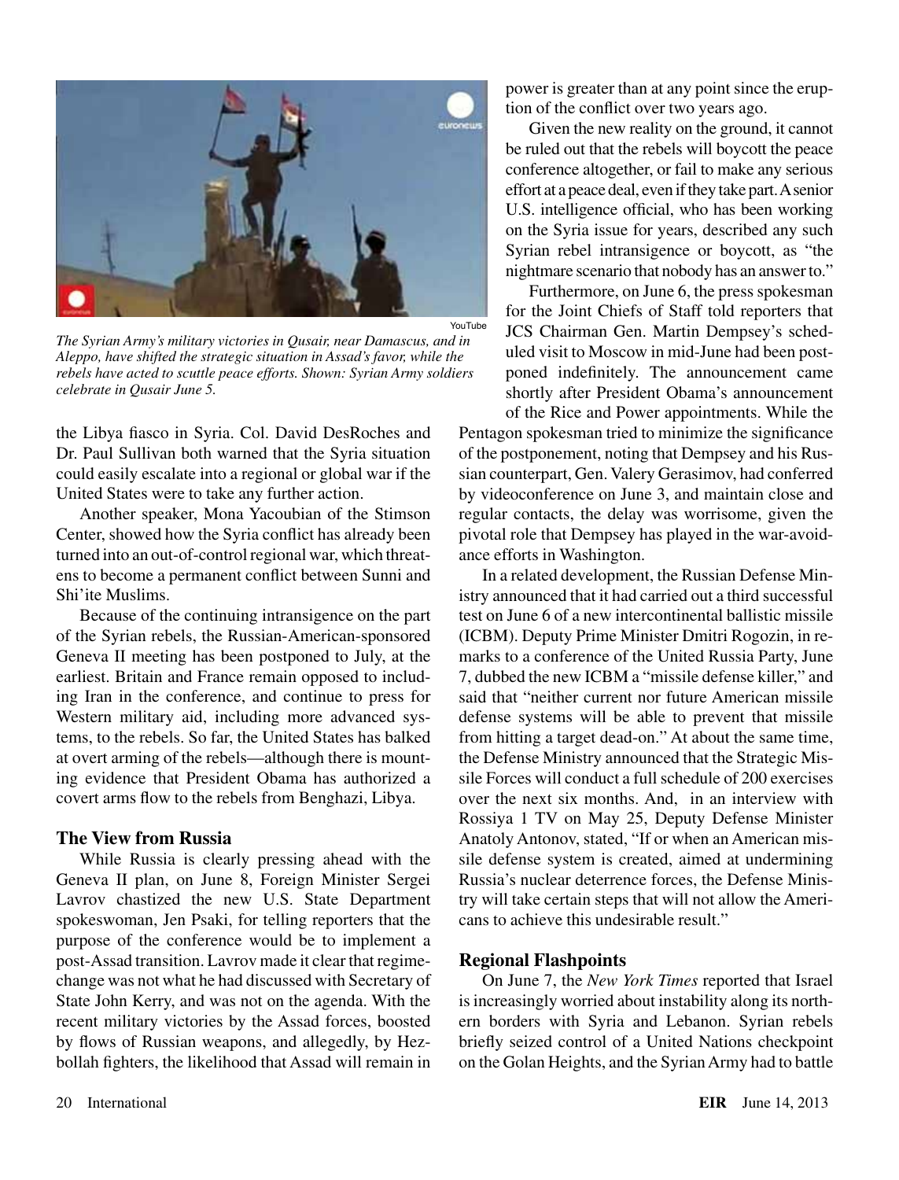YouTube

*The Syrian Army's military victories in Qusair, near Damascus, and in Aleppo, have shifted the strategic situation in Assad's favor, while the rebels have acted to scuttle peace efforts. Shown: Syrian Army soldiers celebrate in Qusair June 5.*

the Libya fiasco in Syria. Col. David DesRoches and Dr. Paul Sullivan both warned that the Syria situation could easily escalate into a regional or global war if the United States were to take any further action.

Another speaker, Mona Yacoubian of the Stimson Center, showed how the Syria conflict has already been turned into an out-of-control regional war, which threatens to become a permanent conflict between Sunni and Shi'ite Muslims.

Because of the continuing intransigence on the part of the Syrian rebels, the Russian-American-sponsored Geneva II meeting has been postponed to July, at the earliest. Britain and France remain opposed to including Iran in the conference, and continue to press for Western military aid, including more advanced systems, to the rebels. So far, the United States has balked at overt arming of the rebels—although there is mounting evidence that President Obama has authorized a covert arms flow to the rebels from Benghazi, Libya.

## The View from Russia

While Russia is clearly pressing ahead with the Geneva II plan, on June 8, Foreign Minister Sergei Lavrov chastized the new U.S. State Department spokeswoman, Jen Psaki, for telling reporters that the purpose of the conference would be to implement a post-Assad transition. Lavrov made it clear that regime-change was not what he had discussed with Secretary of State John Kerry, and was not on the agenda. With the recent military victories by the Assad forces, boosted by flows of Russian weapons, and allegedly, by Hezbollah fighters, the likelihood that Assad will remain in power is greater than at any point since the eruption of the conflict over two years ago.

Given the new reality on the ground, it cannot be ruled out that the rebels will boycott the peace conference altogether, or fail to make any serious effort at a peace deal, even if they take part. A senior U.S. intelligence official, who has been working on the Syria issue for years, described any such Syrian rebel intransigence or boycott, as "the nightmare scenario that nobody has an answer to."

Furthermore, on June 6, the press spokesman for the Joint Chiefs of Staff told reporters that JCS Chairman Gen. Martin Dempsey's scheduled visit to Moscow in mid-June had been postponed indefinitely. The announcement came shortly after President Obama's announcement of the Rice and Power appointments. While the Pentagon spokesman tried to minimize the significance of the postponement, noting that Dempsey and his Russian counterpart, Gen. Valery Gerasimov, had conferred by videoconference on June 3, and maintain close and regular contacts, the delay was worrisome, given the pivotal role that Dempsey has played in the war-avoidance efforts in Washington.

In a related development, the Russian Defense Ministry announced that it had carried out a third successful test on June 6 of a new intercontinental ballistic missile (ICBM). Deputy Prime Minister Dmitri Rogozin, in remarks to a conference of the United Russia Party, June 7, dubbed the new ICBM a "missile defense killer," and said that "neither current nor future American missile defense systems will be able to prevent that missile from hitting a target dead-on." At about the same time, the Defense Ministry announced that the Strategic Missile Forces will conduct a full schedule of 200 exercises over the next six months. And, in an interview with Rossiya 1 TV on May 25, Deputy Defense Minister Anatoly Antonov, stated, "If or when an American missile defense system is created, aimed at undermining Russia's nuclear deterrence forces, the Defense Ministry will take certain steps that will not allow the Americans to achieve this undesirable result."

## Regional Flashpoints

On June 7, the *New York Times* reported that Israel is increasingly worried about instability along its northern borders with Syria and Lebanon. Syrian rebels briefly seized control of a United Nations checkpoint on the Golan Heights, and the Syrian Army had to battle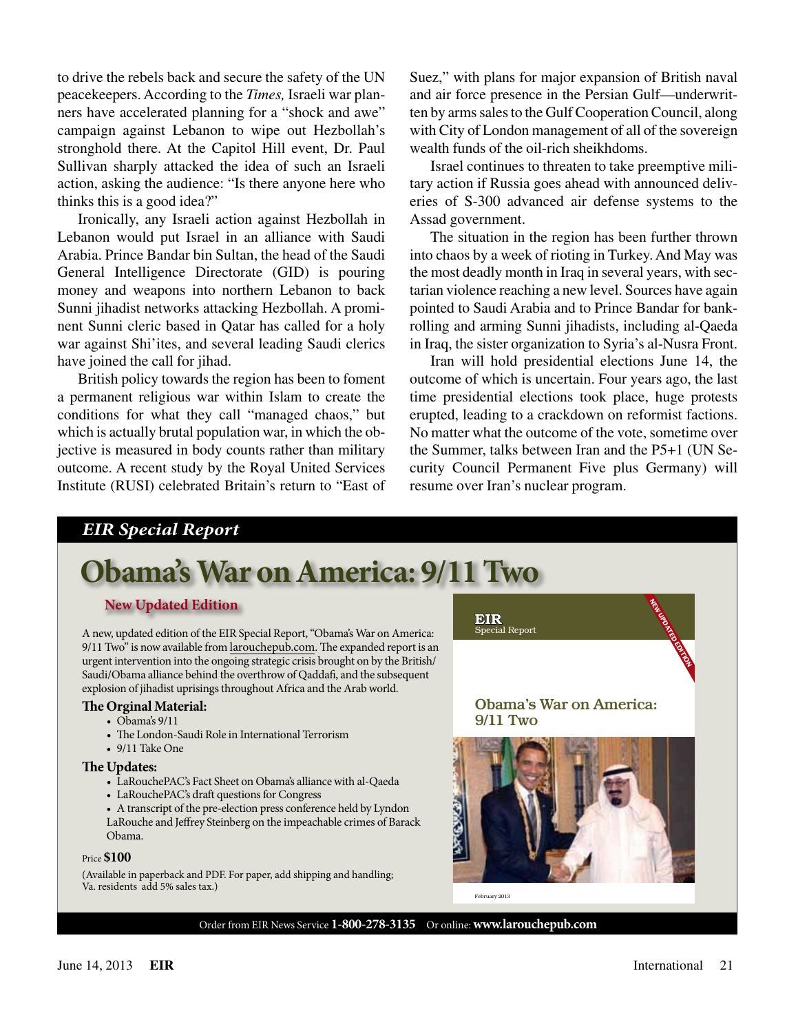to drive the rebels back and secure the safety of the UN peacekeepers. According to the *Times,* Israeli war planners have accelerated planning for a "shock and awe" campaign against Lebanon to wipe out Hezbollah's stronghold there. At the Capitol Hill event, Dr. Paul Sullivan sharply attacked the idea of such an Israeli action, asking the audience: "Is there anyone here who thinks this is a good idea?"

Ironically, any Israeli action against Hezbollah in Lebanon would put Israel in an alliance with Saudi Arabia. Prince Bandar bin Sultan, the head of the Saudi General Intelligence Directorate (GID) is pouring money and weapons into northern Lebanon to back Sunni jihadist networks attacking Hezbollah. A prominent Sunni cleric based in Qatar has called for a holy war against Shi'ites, and several leading Saudi clerics have joined the call for jihad.

British policy towards the region has been to foment a permanent religious war within Islam to create the conditions for what they call "managed chaos," but which is actually brutal population war, in which the objective is measured in body counts rather than military outcome. A recent study by the Royal United Services Institute (RUSI) celebrated Britain's return to "East of Suez," with plans for major expansion of British naval and air force presence in the Persian Gulf—underwritten by arms sales to the Gulf Cooperation Council, along with City of London management of all of the sovereign wealth funds of the oil-rich sheikhdoms.

Israel continues to threaten to take preemptive military action if Russia goes ahead with announced deliveries of S-300 advanced air defense systems to the Assad government.

The situation in the region has been further thrown into chaos by a week of rioting in Turkey. And May was the most deadly month in Iraq in several years, with sectarian violence reaching a new level. Sources have again pointed to Saudi Arabia and to Prince Bandar for bankrolling and arming Sunni jihadists, including al-Qaeda in Iraq, the sister organization to Syria's al-Nusra Front.

Iran will hold presidential elections June 14, the outcome of which is uncertain. Four years ago, the last time presidential elections took place, huge protests erupted, leading to a crackdown on reformist factions. No matter what the outcome of the vote, sometime over the Summer, talks between Iran and the P5+1 (UN Security Council Permanent Five plus Germany) will resume over Iran's nuclear program.

***EIR Special Report***

# Obama's War on America: 9/11 Two

**New Updated Edition**

A new, updated edition of the EIR Special Report, "Obama's War on America: 9/11 Two" is now available from larouchepub.com. The expanded report is an urgent intervention into the ongoing strategic crisis brought on by the British/Saudi/Obama alliance behind the overthrow of Qaddafi, and the subsequent explosion of jihadist uprisings throughout Africa and the Arab world.

**The Orginal Material:**

- Obama's 9/11
- The London-Saudi Role in International Terrorism
- 9/11 Take One

**The Updates:**

- LaRouchePAC's Fact Sheet on Obama's alliance with al-Qaeda
- LaRouchePAC's draft questions for Congress
- A transcript of the pre-election press conference held by Lyndon LaRouche and Jeffrey Steinberg on the impeachable crimes of Barack Obama.

Price **$100**

(Available in paperback and PDF. For paper, add shipping and handling; Va. residents add 5% sales tax.)

EIR Special Report

NEW UPDATED EDITION

Obama's War on America: 9/11 Two

February 2013

Order from EIR News Service **1-800-278-3135** Or online: **www.larouchepub.com**